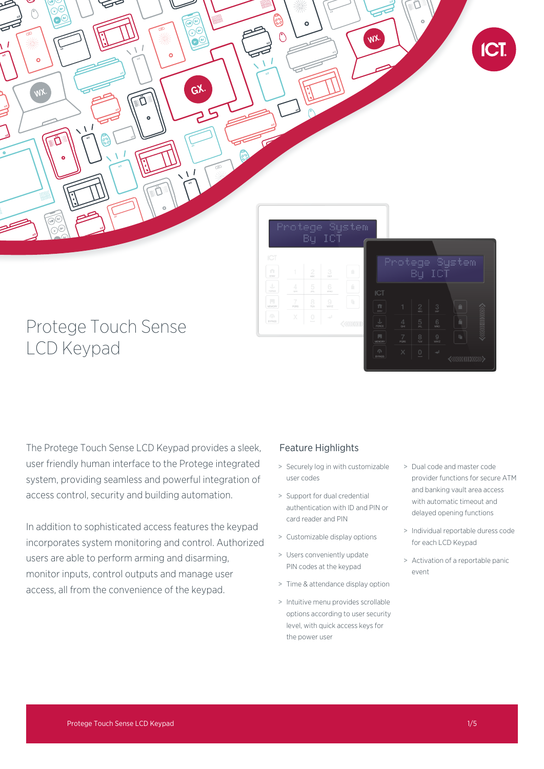# Protege Touch Sense LCD Keypad

The Protege Touch Sense LCD Keypad provides a sleek, user friendly human interface to the Protege integrated system, providing seamless and powerful integration of access control, security and building automation.

In addition to sophisticated access features the keypad incorporates system monitoring and control. Authorized users are able to perform arming and disarming, monitor inputs, control outputs and manage user access, all from the convenience of the keypad.

## Feature Highlights

- Securely log in with customizable user codes
- Support for dual credential authentication with ID and PIN or card reader and PIN
- Customizable display options
- Users conveniently update PIN codes at the keypad
- Time & attendance display option
- Intuitive menu provides scrollable options according to user security level, with quick access keys for the power user
- Dual code and master code provider functions for secure ATM and banking vault area access with automatic timeout and delayed opening functions
- Individual reportable duress code for each LCD Keypad
- Activation of a reportable panic event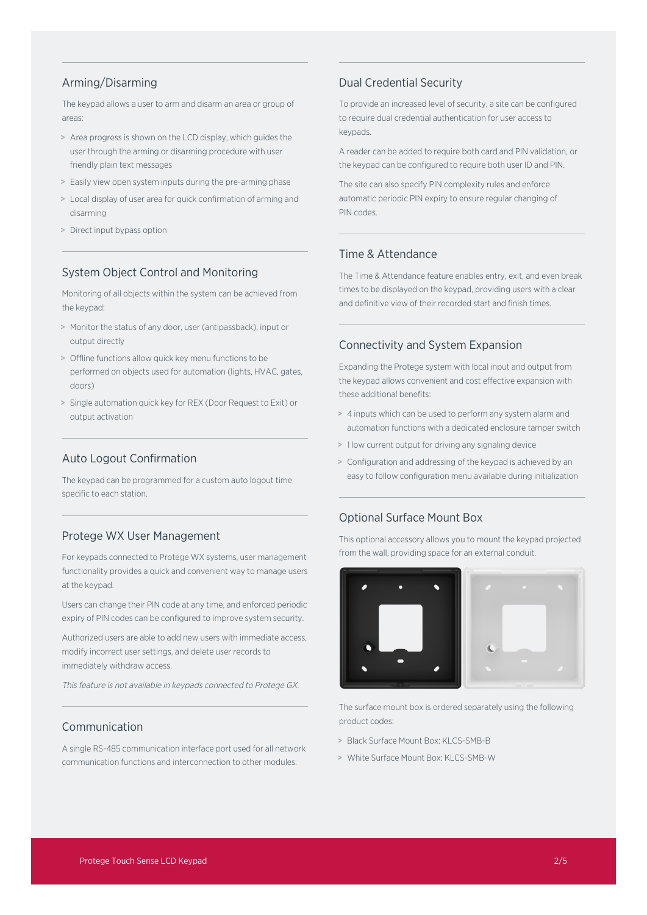## Arming/Disarming

The keypad allows a user to arm and disarm an area or group of areas:

- Area progress is shown on the LCD display, which guides the user through the arming or disarming procedure with user friendly plain text messages
- Easily view open system inputs during the pre-arming phase
- Local display of user area for quick confirmation of arming and disarming
- Direct input bypass option

## System Object Control and Monitoring

Monitoring of all objects within the system can be achieved from the keypad:

- Monitor the status of any door, user (antipassback), input or output directly
- Offline functions allow quick key menu functions to be performed on objects used for automation (lights, HVAC, gates, doors)
- Single automation quick key for REX (Door Request to Exit) or output activation

## Auto Logout Confirmation

The keypad can be programmed for a custom auto logout time specific to each station.

## Protege WX User Management

For keypads connected to Protege WX systems, user management functionality provides a quick and convenient way to manage users at the keypad.

Users can change their PIN code at any time, and enforced periodic expiry of PIN codes can be configured to improve system security.

Authorized users are able to add new users with immediate access, modify incorrect user settings, and delete user records to immediately withdraw access.

*This feature is not available in keypads connected to Protege GX.*

## Communication

A single RS-485 communication interface port used for all network communication functions and interconnection to other modules.

## Dual Credential Security

To provide an increased level of security, a site can be configured to require dual credential authentication for user access to keypads.

A reader can be added to require both card and PIN validation, or the keypad can be configured to require both user ID and PIN.

The site can also specify PIN complexity rules and enforce automatic periodic PIN expiry to ensure regular changing of PIN codes.

## Time & Attendance

The Time & Attendance feature enables entry, exit, and even break times to be displayed on the keypad, providing users with a clear and definitive view of their recorded start and finish times.

## Connectivity and System Expansion

Expanding the Protege system with local input and output from the keypad allows convenient and cost effective expansion with these additional benefits:

- 4 inputs which can be used to perform any system alarm and automation functions with a dedicated enclosure tamper switch
- 1 low current output for driving any signaling device
- Configuration and addressing of the keypad is achieved by an easy to follow configuration menu available during initialization

## Optional Surface Mount Box

This optional accessory allows you to mount the keypad projected from the wall, providing space for an external conduit.

The surface mount box is ordered separately using the following product codes:

- Black Surface Mount Box: KLCS-SMB-B
- White Surface Mount Box: KLCS-SMB-W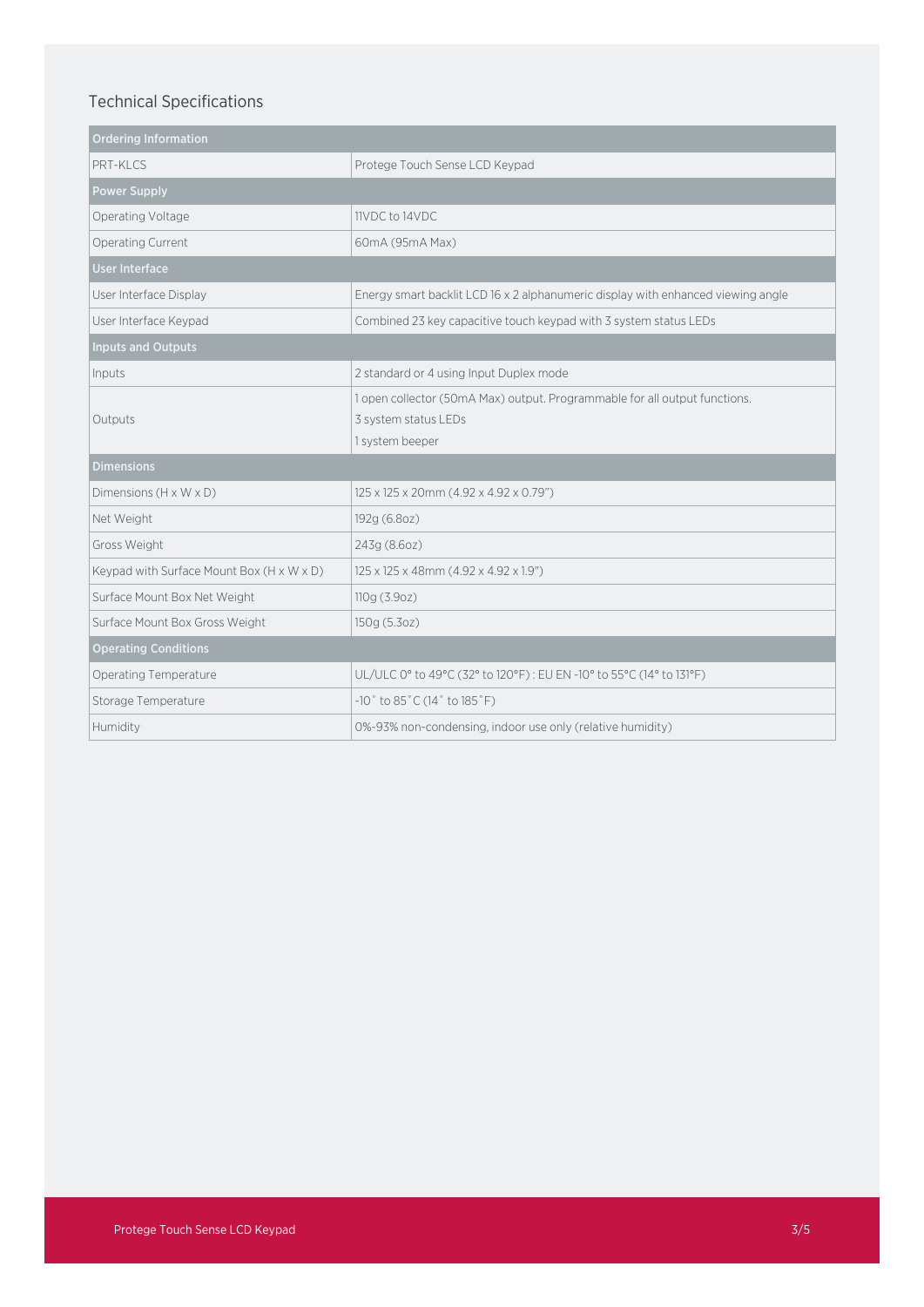## Technical Specifications

| Ordering Information | |
|---|---|
| PRT-KLCS | Protege Touch Sense LCD Keypad |
| **Power Supply** | |
| Operating Voltage | 11VDC to 14VDC |
| Operating Current | 60mA (95mA Max) |
| **User Interface** | |
| User Interface Display | Energy smart backlit LCD 16 x 2 alphanumeric display with enhanced viewing angle |
| User Interface Keypad | Combined 23 key capacitive touch keypad with 3 system status LEDs |
| **Inputs and Outputs** | |
| Inputs | 2 standard or 4 using Input Duplex mode |
| Outputs | 1 open collector (50mA Max) output. Programmable for all output functions.<br>3 system status LEDs<br>1 system beeper |
| **Dimensions** | |
| Dimensions (H x W x D) | 125 x 125 x 20mm (4.92 x 4.92 x 0.79") |
| Net Weight | 192g (6.8oz) |
| Gross Weight | 243g (8.6oz) |
| Keypad with Surface Mount Box (H x W x D) | 125 x 125 x 48mm (4.92 x 4.92 x 1.9") |
| Surface Mount Box Net Weight | 110g (3.9oz) |
| Surface Mount Box Gross Weight | 150g (5.3oz) |
| **Operating Conditions** | |
| Operating Temperature | UL/ULC 0° to 49°C (32° to 120°F) : EU EN -10° to 55°C (14° to 131°F) |
| Storage Temperature | -10˚ to 85˚C (14˚ to 185˚F) |
| Humidity | 0%-93% non-condensing, indoor use only (relative humidity) |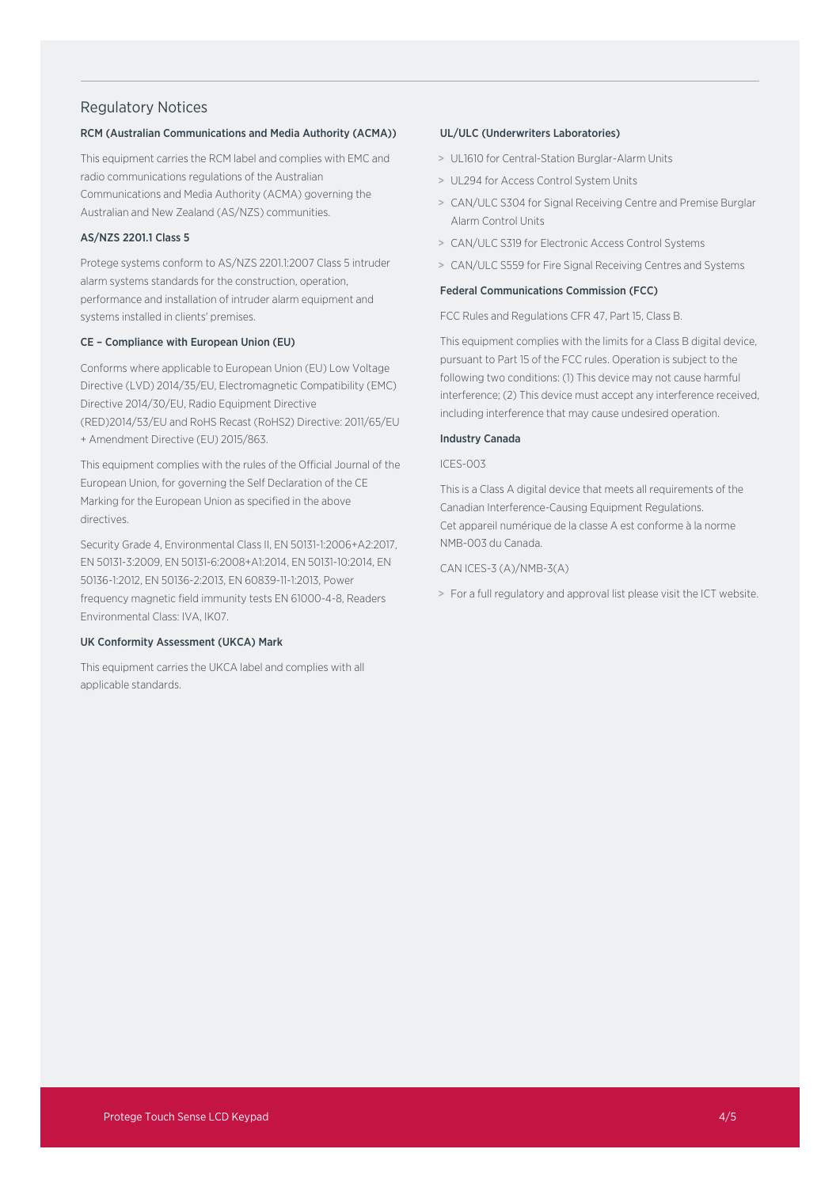## Regulatory Notices

### RCM (Australian Communications and Media Authority (ACMA))

This equipment carries the RCM label and complies with EMC and radio communications regulations of the Australian Communications and Media Authority (ACMA) governing the Australian and New Zealand (AS/NZS) communities.

### AS/NZS 2201.1 Class 5

Protege systems conform to AS/NZS 2201.1:2007 Class 5 intruder alarm systems standards for the construction, operation, performance and installation of intruder alarm equipment and systems installed in clients' premises.

### CE – Compliance with European Union (EU)

Conforms where applicable to European Union (EU) Low Voltage Directive (LVD) 2014/35/EU, Electromagnetic Compatibility (EMC) Directive 2014/30/EU, Radio Equipment Directive (RED)2014/53/EU and RoHS Recast (RoHS2) Directive: 2011/65/EU + Amendment Directive (EU) 2015/863.

This equipment complies with the rules of the Official Journal of the European Union, for governing the Self Declaration of the CE Marking for the European Union as specified in the above directives.

Security Grade 4, Environmental Class II, EN 50131-1:2006+A2:2017, EN 50131-3:2009, EN 50131-6:2008+A1:2014, EN 50131-10:2014, EN 50136-1:2012, EN 50136-2:2013, EN 60839-11-1:2013, Power frequency magnetic field immunity tests EN 61000-4-8, Readers Environmental Class: IVA, IK07.

### UK Conformity Assessment (UKCA) Mark

This equipment carries the UKCA label and complies with all applicable standards.

### UL/ULC (Underwriters Laboratories)

- UL1610 for Central-Station Burglar-Alarm Units
- UL294 for Access Control System Units
- CAN/ULC S304 for Signal Receiving Centre and Premise Burglar Alarm Control Units
- CAN/ULC S319 for Electronic Access Control Systems
- CAN/ULC S559 for Fire Signal Receiving Centres and Systems

### Federal Communications Commission (FCC)

FCC Rules and Regulations CFR 47, Part 15, Class B.

This equipment complies with the limits for a Class B digital device, pursuant to Part 15 of the FCC rules. Operation is subject to the following two conditions: (1) This device may not cause harmful interference; (2) This device must accept any interference received, including interference that may cause undesired operation.

### Industry Canada

ICES-003

This is a Class A digital device that meets all requirements of the Canadian Interference-Causing Equipment Regulations.
Cet appareil numérique de la classe A est conforme à la norme NMB-003 du Canada.

CAN ICES-3 (A)/NMB-3(A)

- For a full regulatory and approval list please visit the ICT website.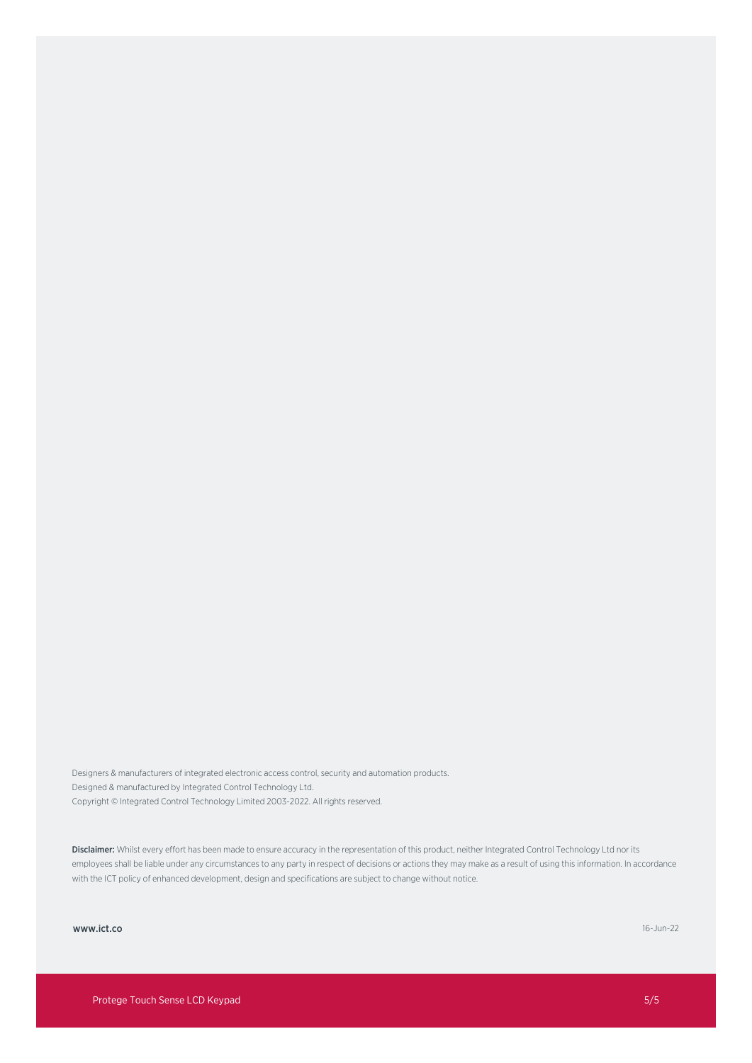Designers & manufacturers of integrated electronic access control, security and automation products.
Designed & manufactured by Integrated Control Technology Ltd.
Copyright © Integrated Control Technology Limited 2003-2022. All rights reserved.

**Disclaimer:** Whilst every effort has been made to ensure accuracy in the representation of this product, neither Integrated Control Technology Ltd nor its employees shall be liable under any circumstances to any party in respect of decisions or actions they may make as a result of using this information. In accordance with the ICT policy of enhanced development, design and specifications are subject to change without notice.

**www.ict.co**

16-Jun-22